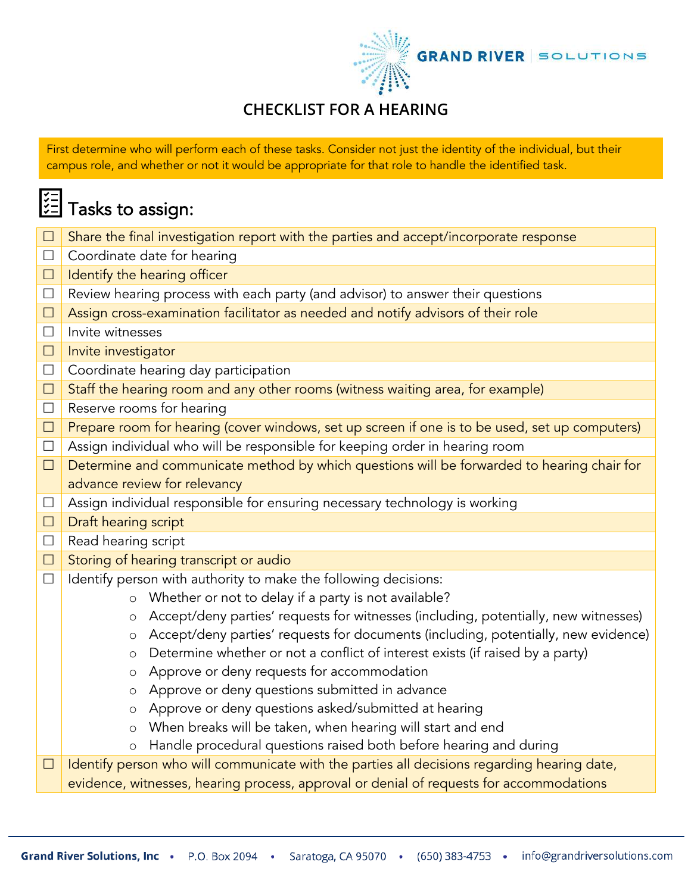# CHECKLIST FOR A HEARING

First determine who will perform each of these tasks. Consider not just the identity of the individual, but their campus role, and whether or not it would be appropriate for that role to handle the identified task.

## Tasks to assign:

- ☐ Share the final investigation report with the parties and accept/incorporate response
- ☐ Coordinate date for hearing
- ☐ Identify the hearing officer
- ☐ Review hearing process with each party (and advisor) to answer their questions
- ☐ Assign cross-examination facilitator as needed and notify advisors of their role
- ☐ Invite witnesses
- ☐ Invite investigator
- ☐ Coordinate hearing day participation
- ☐ Staff the hearing room and any other rooms (witness waiting area, for example)
- ☐ Reserve rooms for hearing
- ☐ Prepare room for hearing (cover windows, set up screen if one is to be used, set up computers)
- ☐ Assign individual who will be responsible for keeping order in hearing room
- ☐ Determine and communicate method by which questions will be forwarded to hearing chair for advance review for relevancy
- ☐ Assign individual responsible for ensuring necessary technology is working
- ☐ Draft hearing script
- ☐ Read hearing script
- ☐ Storing of hearing transcript or audio
- ☐ Identify person with authority to make the following decisions:
  - Whether or not to delay if a party is not available?
  - Accept/deny parties' requests for witnesses (including, potentially, new witnesses)
  - Accept/deny parties' requests for documents (including, potentially, new evidence)
  - Determine whether or not a conflict of interest exists (if raised by a party)
  - Approve or deny requests for accommodation
  - Approve or deny questions submitted in advance
  - Approve or deny questions asked/submitted at hearing
  - When breaks will be taken, when hearing will start and end
  - Handle procedural questions raised both before hearing and during
- ☐ Identify person who will communicate with the parties all decisions regarding hearing date, evidence, witnesses, hearing process, approval or denial of requests for accommodations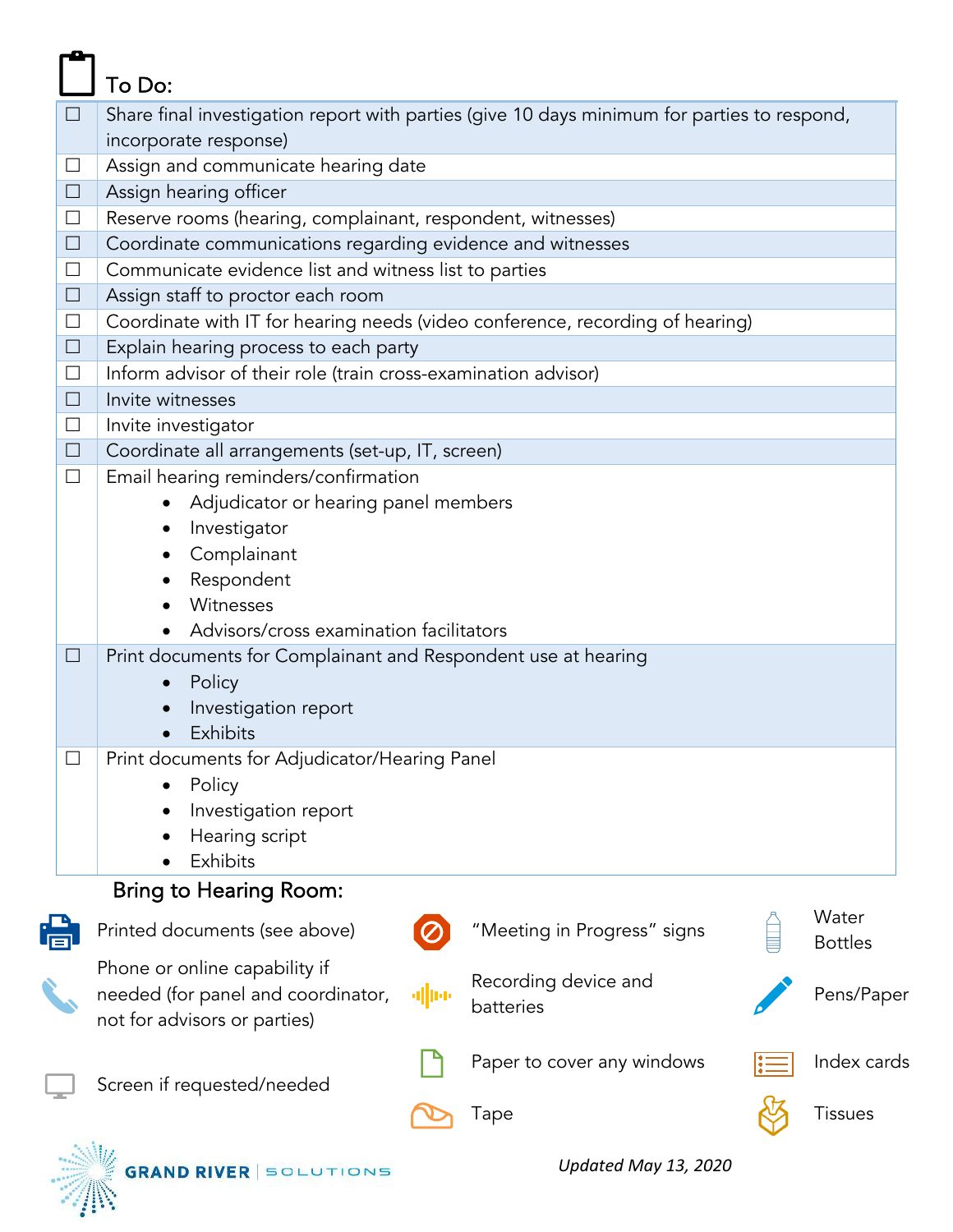## To Do:

| | |
|---|---|
| ☐ | Share final investigation report with parties (give 10 days minimum for parties to respond, incorporate response) |
| ☐ | Assign and communicate hearing date |
| ☐ | Assign hearing officer |
| ☐ | Reserve rooms (hearing, complainant, respondent, witnesses) |
| ☐ | Coordinate communications regarding evidence and witnesses |
| ☐ | Communicate evidence list and witness list to parties |
| ☐ | Assign staff to proctor each room |
| ☐ | Coordinate with IT for hearing needs (video conference, recording of hearing) |
| ☐ | Explain hearing process to each party |
| ☐ | Inform advisor of their role (train cross-examination advisor) |
| ☐ | Invite witnesses |
| ☐ | Invite investigator |
| ☐ | Coordinate all arrangements (set-up, IT, screen) |
| ☐ | Email hearing reminders/confirmation<br>• Adjudicator or hearing panel members<br>• Investigator<br>• Complainant<br>• Respondent<br>• Witnesses<br>• Advisors/cross examination facilitators |
| ☐ | Print documents for Complainant and Respondent use at hearing<br>• Policy<br>• Investigation report<br>• Exhibits |
| ☐ | Print documents for Adjudicator/Hearing Panel<br>• Policy<br>• Investigation report<br>• Hearing script<br>• Exhibits |

### Bring to Hearing Room:

- Printed documents (see above)
- Phone or online capability if needed (for panel and coordinator, not for advisors or parties)
- Screen if requested/needed
- "Meeting in Progress" signs
- Recording device and batteries
- Paper to cover any windows
- Tape
- Water Bottles
- Pens/Paper
- Index cards
- Tissues

GRAND RIVER | SOLUTIONS

*Updated May 13, 2020*